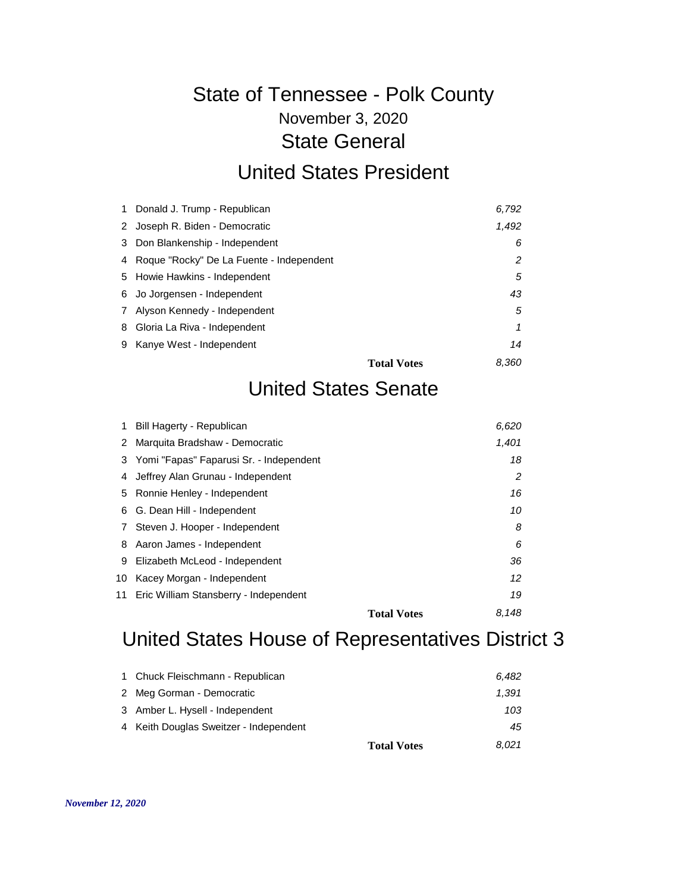# State of Tennessee - Polk County

November 3, 2020

## State General

## United States President

| # | Candidate | Votes |
|---|---|---|
| 1 | Donald J. Trump - Republican | 6,792 |
| 2 | Joseph R. Biden - Democratic | 1,492 |
| 3 | Don Blankenship - Independent | 6 |
| 4 | Roque "Rocky" De La Fuente - Independent | 2 |
| 5 | Howie Hawkins - Independent | 5 |
| 6 | Jo Jorgensen - Independent | 43 |
| 7 | Alyson Kennedy - Independent | 5 |
| 8 | Gloria La Riva - Independent | 1 |
| 9 | Kanye West - Independent | 14 |
| | **Total Votes** | 8,360 |

## United States Senate

| # | Candidate | Votes |
|---|---|---|
| 1 | Bill Hagerty - Republican | 6,620 |
| 2 | Marquita Bradshaw - Democratic | 1,401 |
| 3 | Yomi "Fapas" Faparusi Sr. - Independent | 18 |
| 4 | Jeffrey Alan Grunau - Independent | 2 |
| 5 | Ronnie Henley - Independent | 16 |
| 6 | G. Dean Hill - Independent | 10 |
| 7 | Steven J. Hooper - Independent | 8 |
| 8 | Aaron James - Independent | 6 |
| 9 | Elizabeth McLeod - Independent | 36 |
| 10 | Kacey Morgan - Independent | 12 |
| 11 | Eric William Stansberry - Independent | 19 |
| | **Total Votes** | 8,148 |

## United States House of Representatives District 3

| # | Candidate | Votes |
|---|---|---|
| 1 | Chuck Fleischmann - Republican | 6,482 |
| 2 | Meg Gorman - Democratic | 1,391 |
| 3 | Amber L. Hysell - Independent | 103 |
| 4 | Keith Douglas Sweitzer - Independent | 45 |
| | **Total Votes** | 8,021 |

*November 12, 2020*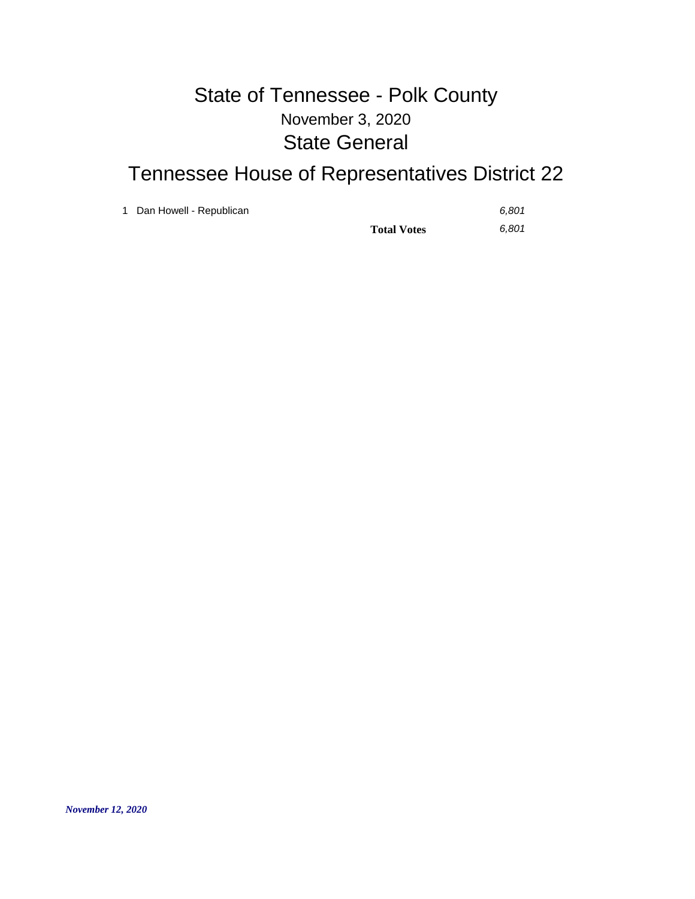# State of Tennessee - Polk County

November 3, 2020

## State General

## Tennessee House of Representatives District 22

| | Candidate | Votes |
|---|---|---|
| 1 | Dan Howell - Republican | *6,801* |
| | **Total Votes** | *6,801* |

***November 12, 2020***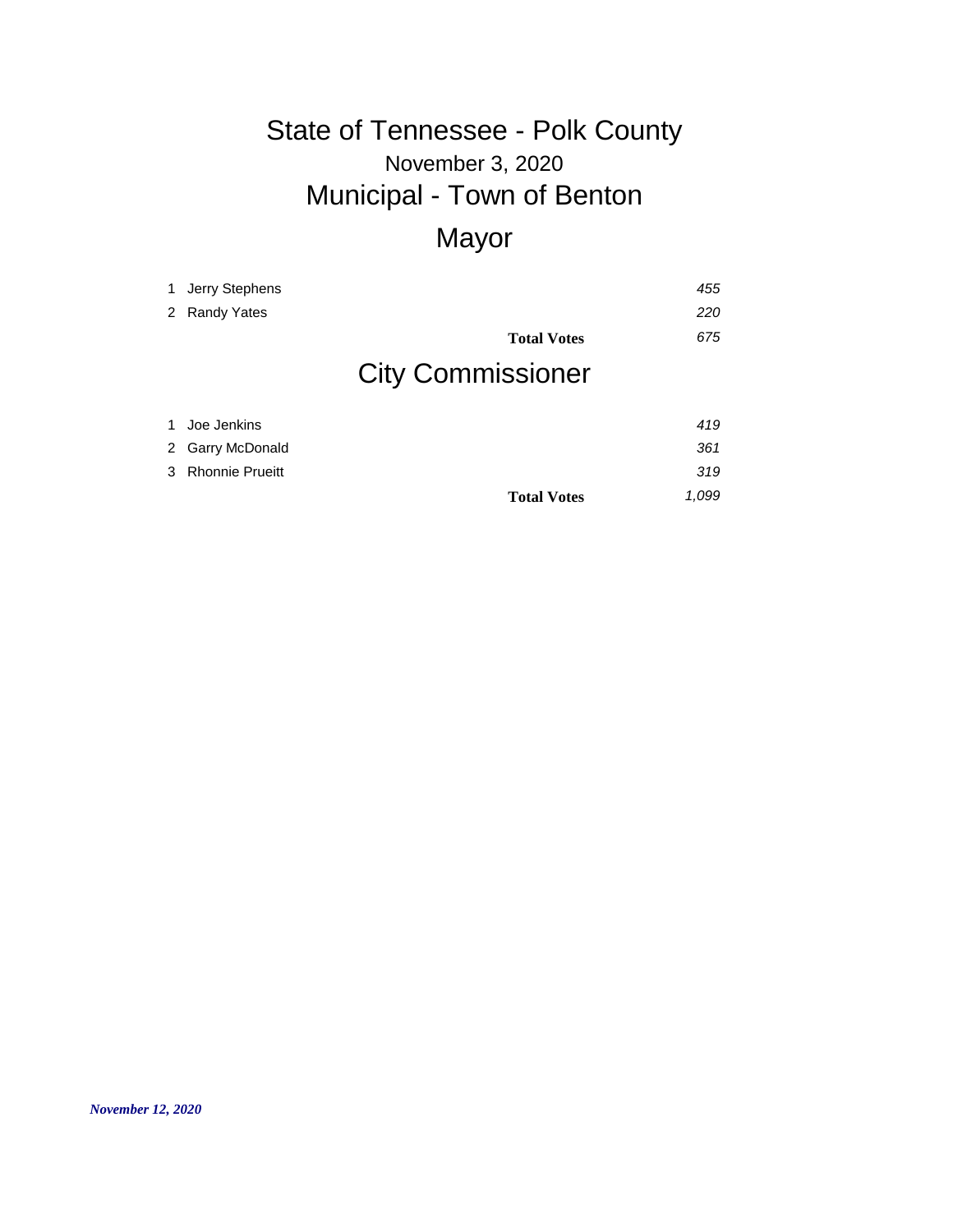# State of Tennessee - Polk County

## November 3, 2020

# Municipal - Town of Benton

# Mayor

| # | Candidate | | Votes |
|---|---|---|---|
| 1 | Jerry Stephens | | *455* |
| 2 | Randy Yates | | *220* |
| | | **Total Votes** | *675* |

# City Commissioner

| # | Candidate | | Votes |
|---|---|---|---|
| 1 | Joe Jenkins | | *419* |
| 2 | Garry McDonald | | *361* |
| 3 | Rhonnie Prueitt | | *319* |
| | | **Total Votes** | *1,099* |

***November 12, 2020***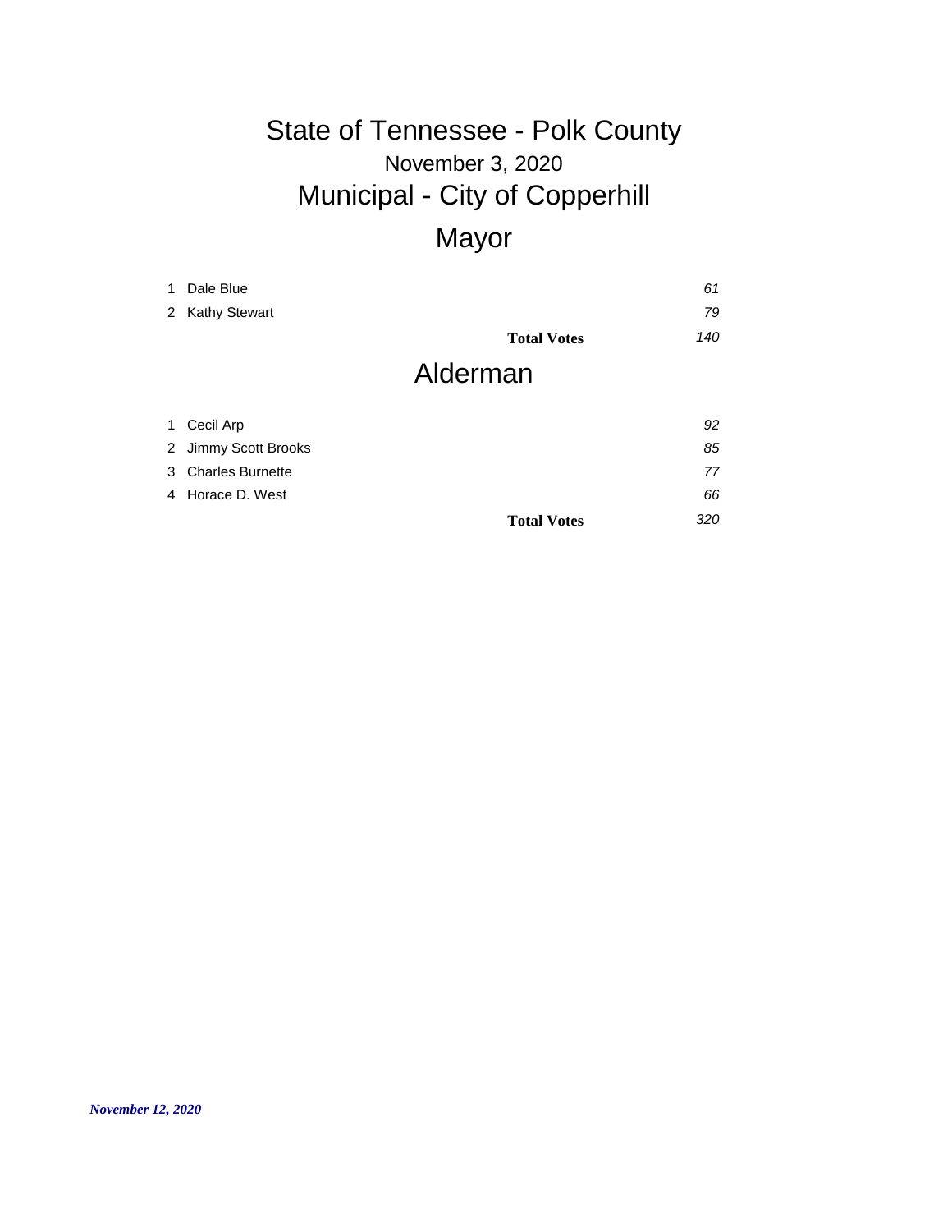# State of Tennessee - Polk County

November 3, 2020

## Municipal - City of Copperhill

### Mayor

| | Candidate | Votes |
|---|---|---|
| 1 | Dale Blue | *61* |
| 2 | Kathy Stewart | *79* |
| | **Total Votes** | *140* |

### Alderman

| | Candidate | Votes |
|---|---|---|
| 1 | Cecil Arp | *92* |
| 2 | Jimmy Scott Brooks | *85* |
| 3 | Charles Burnette | *77* |
| 4 | Horace D. West | *66* |
| | **Total Votes** | *320* |

***November 12, 2020***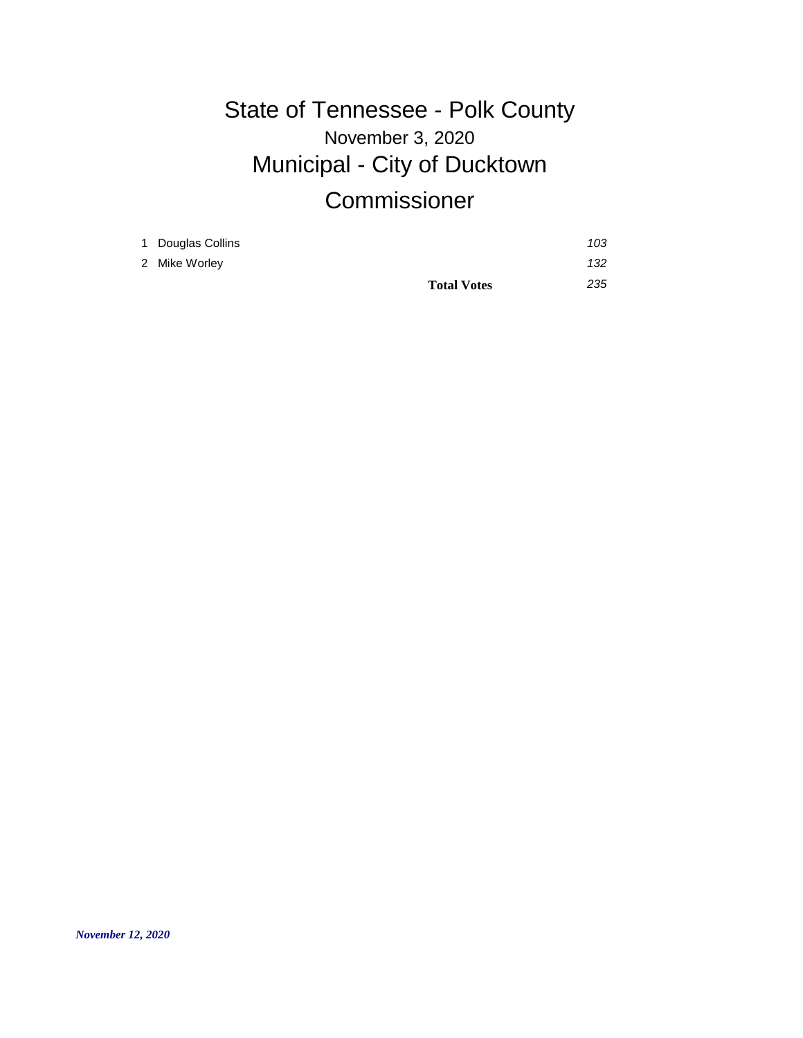# State of Tennessee - Polk County

November 3, 2020

## Municipal - City of Ducktown

## Commissioner

| | | |
|---|---|---|
| 1 | Douglas Collins | *103* |
| 2 | Mike Worley | *132* |
| | **Total Votes** | *235* |

***November 12, 2020***